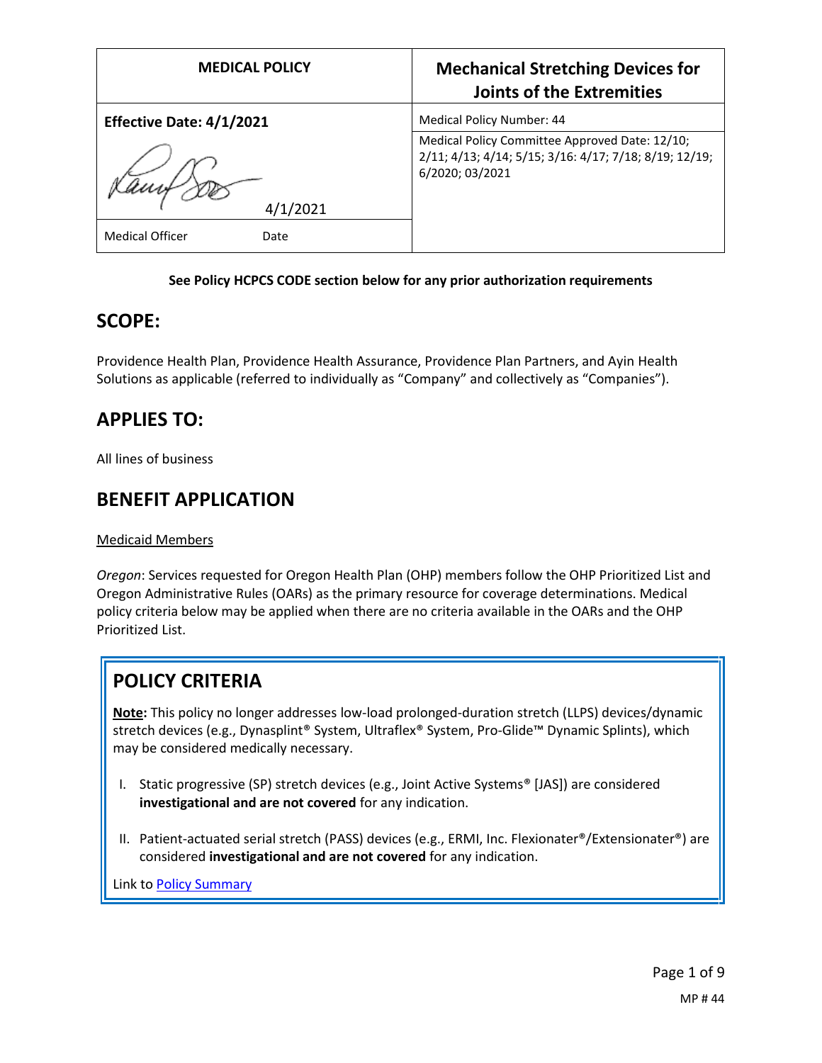| MEDICAL POLICY | Mechanical Stretching Devices for Joints of the Extremities |
|---|---|
| **Effective Date: 4/1/2021** | Medical Policy Number: 44 |
| 4/1/2021 | Medical Policy Committee Approved Date: 12/10; 2/11; 4/13; 4/14; 5/15; 3/16: 4/17; 7/18; 8/19; 12/19; 6/2020; 03/2021 |
| Medical Officer Date | |

**See Policy HCPCS CODE section below for any prior authorization requirements**

## SCOPE:

Providence Health Plan, Providence Health Assurance, Providence Plan Partners, and Ayin Health Solutions as applicable (referred to individually as "Company" and collectively as "Companies").

## APPLIES TO:

All lines of business

## BENEFIT APPLICATION

Medicaid Members

*Oregon*: Services requested for Oregon Health Plan (OHP) members follow the OHP Prioritized List and Oregon Administrative Rules (OARs) as the primary resource for coverage determinations. Medical policy criteria below may be applied when there are no criteria available in the OARs and the OHP Prioritized List.

## POLICY CRITERIA

**Note:** This policy no longer addresses low-load prolonged-duration stretch (LLPS) devices/dynamic stretch devices (e.g., Dynasplint® System, Ultraflex® System, Pro-Glide™ Dynamic Splints), which may be considered medically necessary.

I. Static progressive (SP) stretch devices (e.g., Joint Active Systems® [JAS]) are considered **investigational and are not covered** for any indication.

II. Patient-actuated serial stretch (PASS) devices (e.g., ERMI, Inc. Flexionater®/Extensionater®) are considered **investigational and are not covered** for any indication.

Link to Policy Summary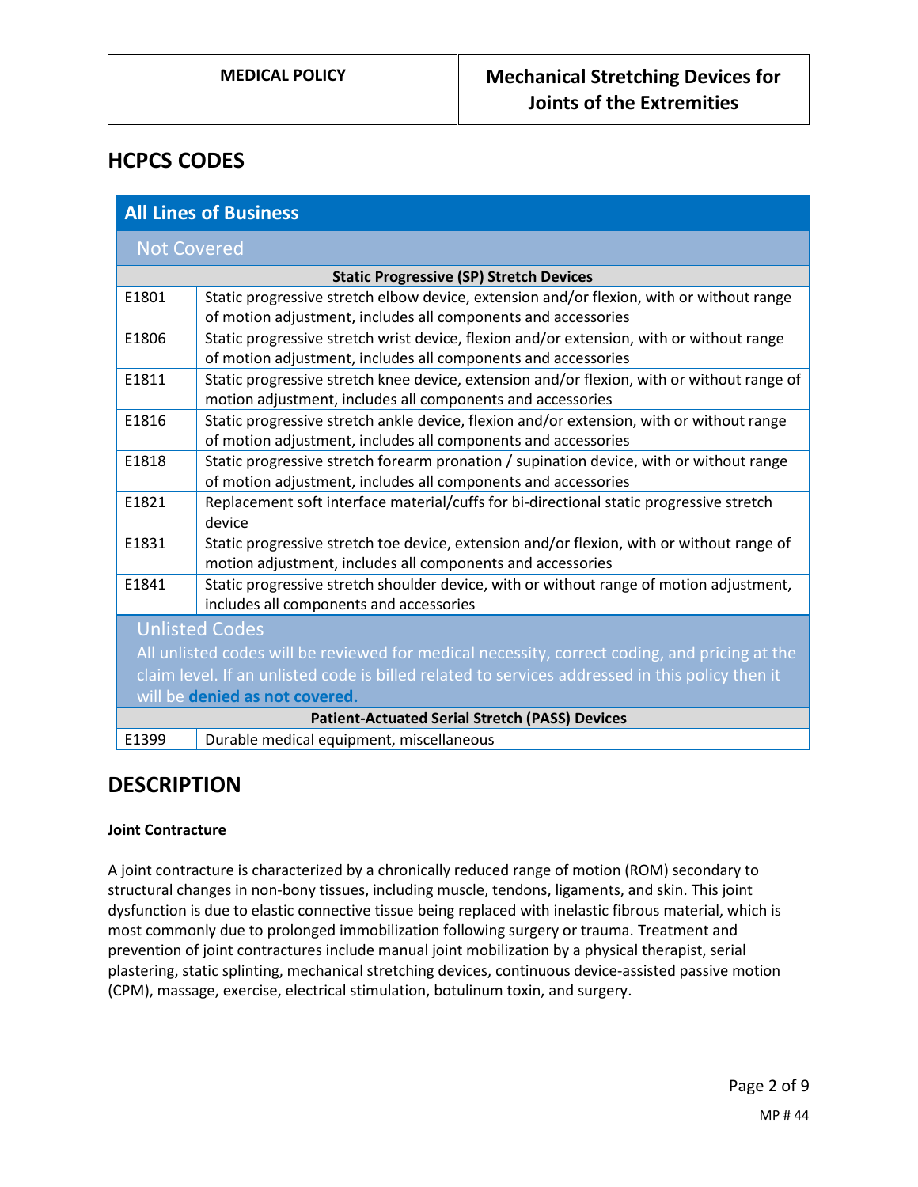## HCPCS CODES

| All Lines of Business | |
|---|---|
| **Not Covered** | |
| **Static Progressive (SP) Stretch Devices** | |
| E1801 | Static progressive stretch elbow device, extension and/or flexion, with or without range of motion adjustment, includes all components and accessories |
| E1806 | Static progressive stretch wrist device, flexion and/or extension, with or without range of motion adjustment, includes all components and accessories |
| E1811 | Static progressive stretch knee device, extension and/or flexion, with or without range of motion adjustment, includes all components and accessories |
| E1816 | Static progressive stretch ankle device, flexion and/or extension, with or without range of motion adjustment, includes all components and accessories |
| E1818 | Static progressive stretch forearm pronation / supination device, with or without range of motion adjustment, includes all components and accessories |
| E1821 | Replacement soft interface material/cuffs for bi-directional static progressive stretch device |
| E1831 | Static progressive stretch toe device, extension and/or flexion, with or without range of motion adjustment, includes all components and accessories |
| E1841 | Static progressive stretch shoulder device, with or without range of motion adjustment, includes all components and accessories |
| **Unlisted Codes**<br>All unlisted codes will be reviewed for medical necessity, correct coding, and pricing at the claim level. If an unlisted code is billed related to services addressed in this policy then it will be **denied as not covered.** | |
| **Patient-Actuated Serial Stretch (PASS) Devices** | |
| E1399 | Durable medical equipment, miscellaneous |

## DESCRIPTION

**Joint Contracture**

A joint contracture is characterized by a chronically reduced range of motion (ROM) secondary to structural changes in non-bony tissues, including muscle, tendons, ligaments, and skin. This joint dysfunction is due to elastic connective tissue being replaced with inelastic fibrous material, which is most commonly due to prolonged immobilization following surgery or trauma. Treatment and prevention of joint contractures include manual joint mobilization by a physical therapist, serial plastering, static splinting, mechanical stretching devices, continuous device-assisted passive motion (CPM), massage, exercise, electrical stimulation, botulinum toxin, and surgery.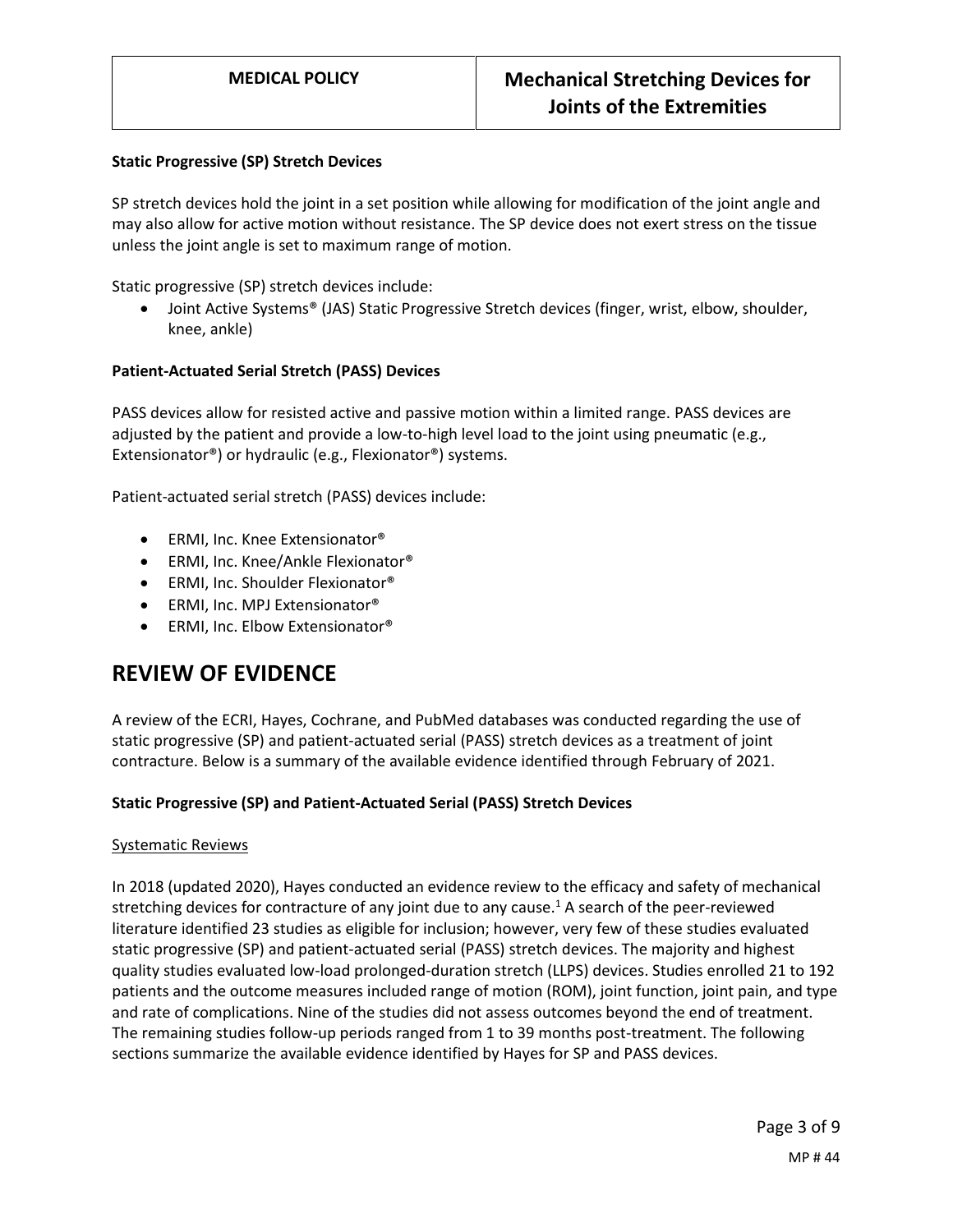#### Static Progressive (SP) Stretch Devices

SP stretch devices hold the joint in a set position while allowing for modification of the joint angle and may also allow for active motion without resistance. The SP device does not exert stress on the tissue unless the joint angle is set to maximum range of motion.

Static progressive (SP) stretch devices include:

- Joint Active Systems® (JAS) Static Progressive Stretch devices (finger, wrist, elbow, shoulder, knee, ankle)

#### Patient-Actuated Serial Stretch (PASS) Devices

PASS devices allow for resisted active and passive motion within a limited range. PASS devices are adjusted by the patient and provide a low-to-high level load to the joint using pneumatic (e.g., Extensionator®) or hydraulic (e.g., Flexionator®) systems.

Patient-actuated serial stretch (PASS) devices include:

- ERMI, Inc. Knee Extensionator®
- ERMI, Inc. Knee/Ankle Flexionator®
- ERMI, Inc. Shoulder Flexionator®
- ERMI, Inc. MPJ Extensionator®
- ERMI, Inc. Elbow Extensionator®

# REVIEW OF EVIDENCE

A review of the ECRI, Hayes, Cochrane, and PubMed databases was conducted regarding the use of static progressive (SP) and patient-actuated serial (PASS) stretch devices as a treatment of joint contracture. Below is a summary of the available evidence identified through February of 2021.

#### Static Progressive (SP) and Patient-Actuated Serial (PASS) Stretch Devices

Systematic Reviews

In 2018 (updated 2020), Hayes conducted an evidence review to the efficacy and safety of mechanical stretching devices for contracture of any joint due to any cause.[1] A search of the peer-reviewed literature identified 23 studies as eligible for inclusion; however, very few of these studies evaluated static progressive (SP) and patient-actuated serial (PASS) stretch devices. The majority and highest quality studies evaluated low-load prolonged-duration stretch (LLPS) devices. Studies enrolled 21 to 192 patients and the outcome measures included range of motion (ROM), joint function, joint pain, and type and rate of complications. Nine of the studies did not assess outcomes beyond the end of treatment. The remaining studies follow-up periods ranged from 1 to 39 months post-treatment. The following sections summarize the available evidence identified by Hayes for SP and PASS devices.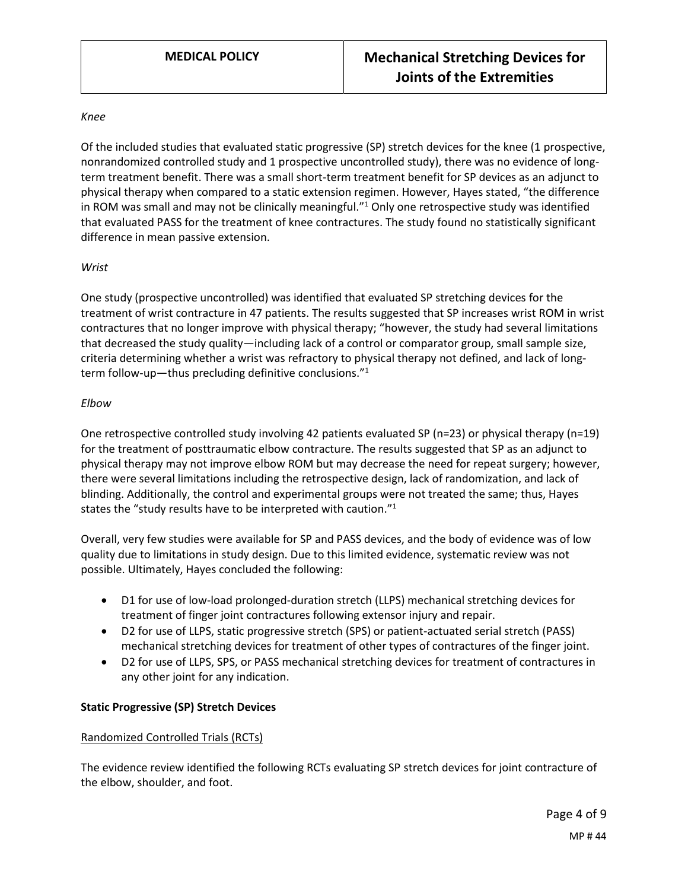*Knee*

Of the included studies that evaluated static progressive (SP) stretch devices for the knee (1 prospective, nonrandomized controlled study and 1 prospective uncontrolled study), there was no evidence of long-term treatment benefit. There was a small short-term treatment benefit for SP devices as an adjunct to physical therapy when compared to a static extension regimen. However, Hayes stated, "the difference in ROM was small and may not be clinically meaningful."[1] Only one retrospective study was identified that evaluated PASS for the treatment of knee contractures. The study found no statistically significant difference in mean passive extension.

*Wrist*

One study (prospective uncontrolled) was identified that evaluated SP stretching devices for the treatment of wrist contracture in 47 patients. The results suggested that SP increases wrist ROM in wrist contractures that no longer improve with physical therapy; "however, the study had several limitations that decreased the study quality—including lack of a control or comparator group, small sample size, criteria determining whether a wrist was refractory to physical therapy not defined, and lack of long-term follow-up—thus precluding definitive conclusions."[1]

*Elbow*

One retrospective controlled study involving 42 patients evaluated SP (n=23) or physical therapy (n=19) for the treatment of posttraumatic elbow contracture. The results suggested that SP as an adjunct to physical therapy may not improve elbow ROM but may decrease the need for repeat surgery; however, there were several limitations including the retrospective design, lack of randomization, and lack of blinding. Additionally, the control and experimental groups were not treated the same; thus, Hayes states the "study results have to be interpreted with caution."[1]

Overall, very few studies were available for SP and PASS devices, and the body of evidence was of low quality due to limitations in study design. Due to this limited evidence, systematic review was not possible. Ultimately, Hayes concluded the following:

- D1 for use of low-load prolonged-duration stretch (LLPS) mechanical stretching devices for treatment of finger joint contractures following extensor injury and repair.
- D2 for use of LLPS, static progressive stretch (SPS) or patient-actuated serial stretch (PASS) mechanical stretching devices for treatment of other types of contractures of the finger joint.
- D2 for use of LLPS, SPS, or PASS mechanical stretching devices for treatment of contractures in any other joint for any indication.

**Static Progressive (SP) Stretch Devices**

Randomized Controlled Trials (RCTs)

The evidence review identified the following RCTs evaluating SP stretch devices for joint contracture of the elbow, shoulder, and foot.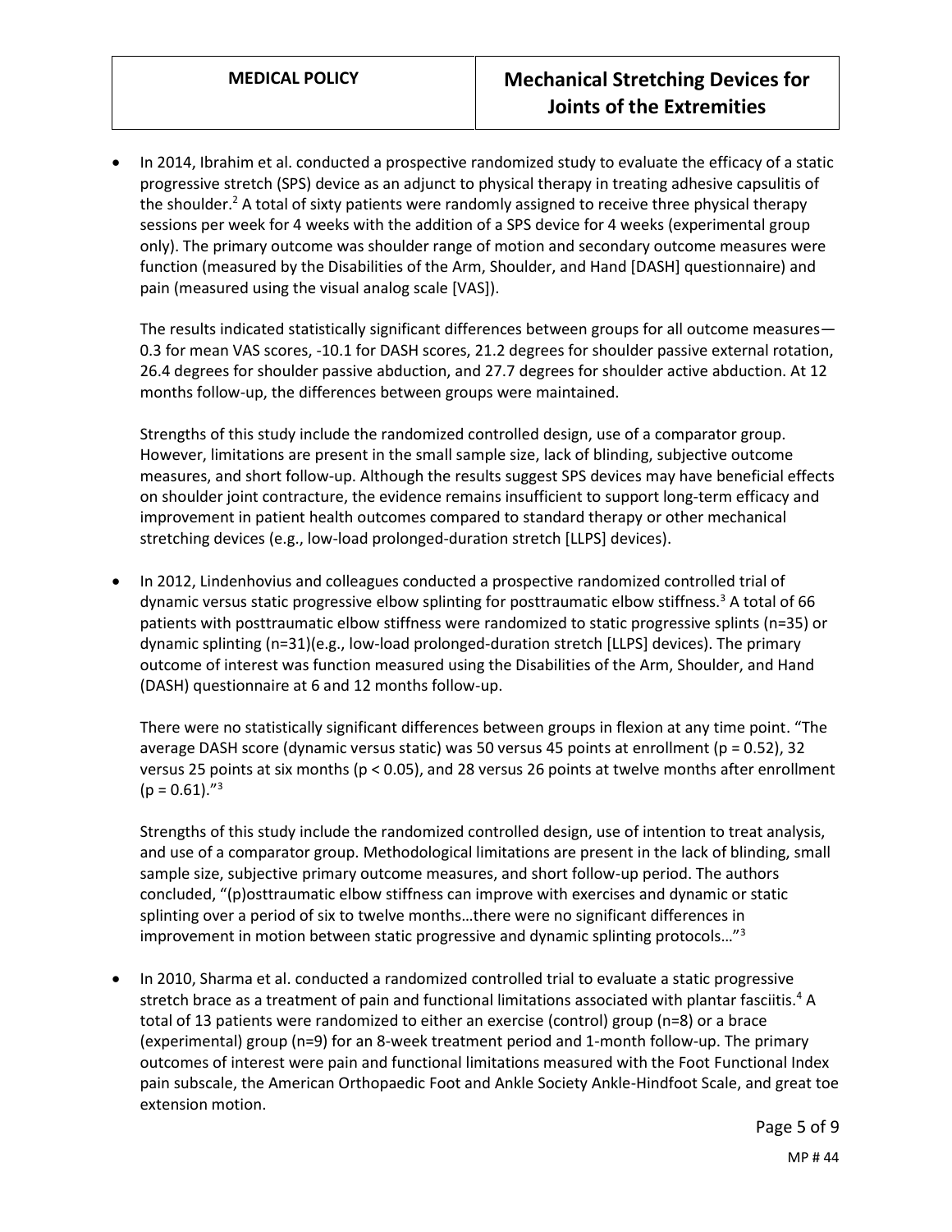- In 2014, Ibrahim et al. conducted a prospective randomized study to evaluate the efficacy of a static progressive stretch (SPS) device as an adjunct to physical therapy in treating adhesive capsulitis of the shoulder.[2] A total of sixty patients were randomly assigned to receive three physical therapy sessions per week for 4 weeks with the addition of a SPS device for 4 weeks (experimental group only). The primary outcome was shoulder range of motion and secondary outcome measures were function (measured by the Disabilities of the Arm, Shoulder, and Hand [DASH] questionnaire) and pain (measured using the visual analog scale [VAS]).

  The results indicated statistically significant differences between groups for all outcome measures—0.3 for mean VAS scores, -10.1 for DASH scores, 21.2 degrees for shoulder passive external rotation, 26.4 degrees for shoulder passive abduction, and 27.7 degrees for shoulder active abduction. At 12 months follow-up, the differences between groups were maintained.

  Strengths of this study include the randomized controlled design, use of a comparator group. However, limitations are present in the small sample size, lack of blinding, subjective outcome measures, and short follow-up. Although the results suggest SPS devices may have beneficial effects on shoulder joint contracture, the evidence remains insufficient to support long-term efficacy and improvement in patient health outcomes compared to standard therapy or other mechanical stretching devices (e.g., low-load prolonged-duration stretch [LLPS] devices).

- In 2012, Lindenhovius and colleagues conducted a prospective randomized controlled trial of dynamic versus static progressive elbow splinting for posttraumatic elbow stiffness.[3] A total of 66 patients with posttraumatic elbow stiffness were randomized to static progressive splints (n=35) or dynamic splinting (n=31)(e.g., low-load prolonged-duration stretch [LLPS] devices). The primary outcome of interest was function measured using the Disabilities of the Arm, Shoulder, and Hand (DASH) questionnaire at 6 and 12 months follow-up.

  There were no statistically significant differences between groups in flexion at any time point. "The average DASH score (dynamic versus static) was 50 versus 45 points at enrollment ($p = 0.52$), 32 versus 25 points at six months ($p < 0.05$), and 28 versus 26 points at twelve months after enrollment ($p = 0.61$)."[3]

  Strengths of this study include the randomized controlled design, use of intention to treat analysis, and use of a comparator group. Methodological limitations are present in the lack of blinding, small sample size, subjective primary outcome measures, and short follow-up period. The authors concluded, "(p)osttraumatic elbow stiffness can improve with exercises and dynamic or static splinting over a period of six to twelve months…there were no significant differences in improvement in motion between static progressive and dynamic splinting protocols…"[3]

- In 2010, Sharma et al. conducted a randomized controlled trial to evaluate a static progressive stretch brace as a treatment of pain and functional limitations associated with plantar fasciitis.[4] A total of 13 patients were randomized to either an exercise (control) group (n=8) or a brace (experimental) group (n=9) for an 8-week treatment period and 1-month follow-up. The primary outcomes of interest were pain and functional limitations measured with the Foot Functional Index pain subscale, the American Orthopaedic Foot and Ankle Society Ankle-Hindfoot Scale, and great toe extension motion.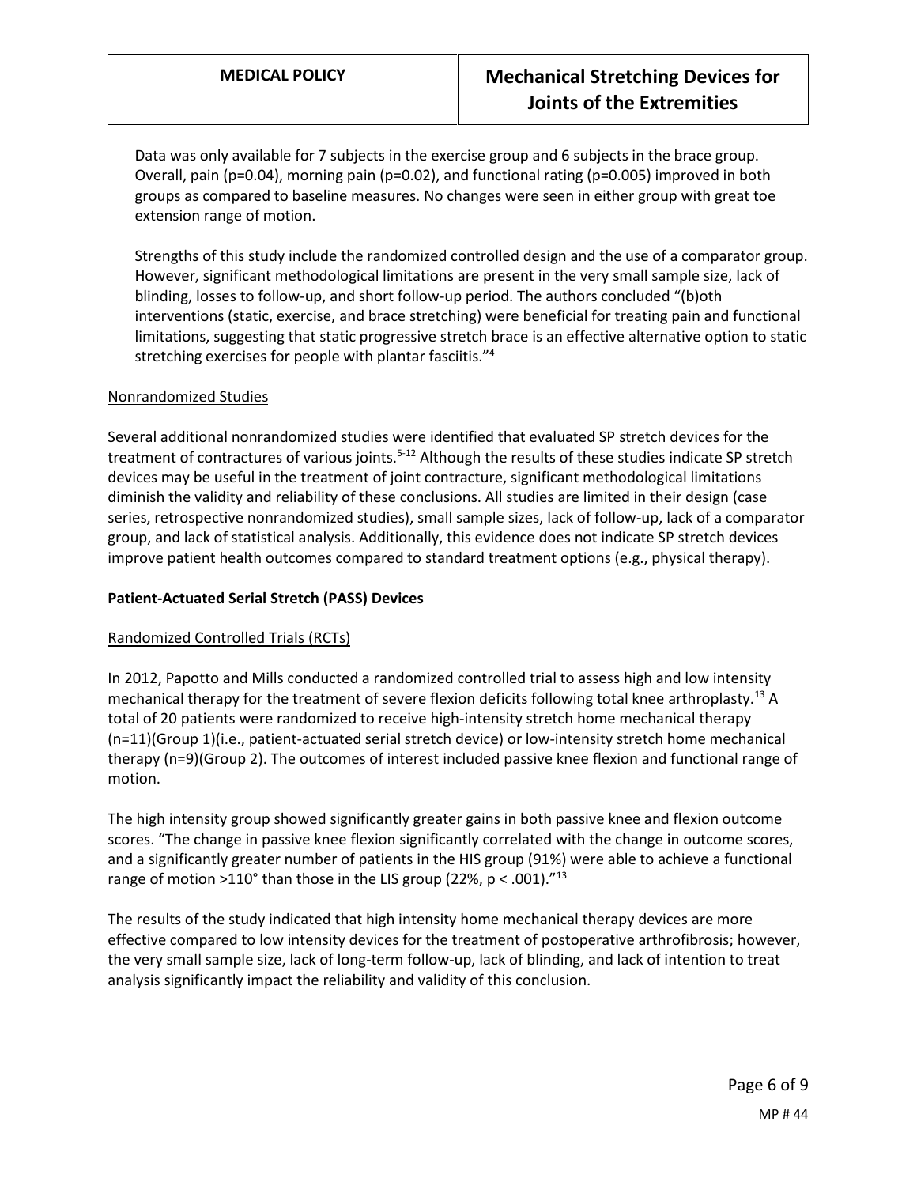Data was only available for 7 subjects in the exercise group and 6 subjects in the brace group. Overall, pain (p=0.04), morning pain (p=0.02), and functional rating (p=0.005) improved in both groups as compared to baseline measures. No changes were seen in either group with great toe extension range of motion.

Strengths of this study include the randomized controlled design and the use of a comparator group. However, significant methodological limitations are present in the very small sample size, lack of blinding, losses to follow-up, and short follow-up period. The authors concluded "(b)oth interventions (static, exercise, and brace stretching) were beneficial for treating pain and functional limitations, suggesting that static progressive stretch brace is an effective alternative option to static stretching exercises for people with plantar fasciitis."[4]

Nonrandomized Studies

Several additional nonrandomized studies were identified that evaluated SP stretch devices for the treatment of contractures of various joints.[5-12] Although the results of these studies indicate SP stretch devices may be useful in the treatment of joint contracture, significant methodological limitations diminish the validity and reliability of these conclusions. All studies are limited in their design (case series, retrospective nonrandomized studies), small sample sizes, lack of follow-up, lack of a comparator group, and lack of statistical analysis. Additionally, this evidence does not indicate SP stretch devices improve patient health outcomes compared to standard treatment options (e.g., physical therapy).

**Patient-Actuated Serial Stretch (PASS) Devices**

Randomized Controlled Trials (RCTs)

In 2012, Papotto and Mills conducted a randomized controlled trial to assess high and low intensity mechanical therapy for the treatment of severe flexion deficits following total knee arthroplasty.[13] A total of 20 patients were randomized to receive high-intensity stretch home mechanical therapy (n=11)(Group 1)(i.e., patient-actuated serial stretch device) or low-intensity stretch home mechanical therapy (n=9)(Group 2). The outcomes of interest included passive knee flexion and functional range of motion.

The high intensity group showed significantly greater gains in both passive knee and flexion outcome scores. "The change in passive knee flexion significantly correlated with the change in outcome scores, and a significantly greater number of patients in the HIS group (91%) were able to achieve a functional range of motion >110° than those in the LIS group (22%, p < .001)."[13]

The results of the study indicated that high intensity home mechanical therapy devices are more effective compared to low intensity devices for the treatment of postoperative arthrofibrosis; however, the very small sample size, lack of long-term follow-up, lack of blinding, and lack of intention to treat analysis significantly impact the reliability and validity of this conclusion.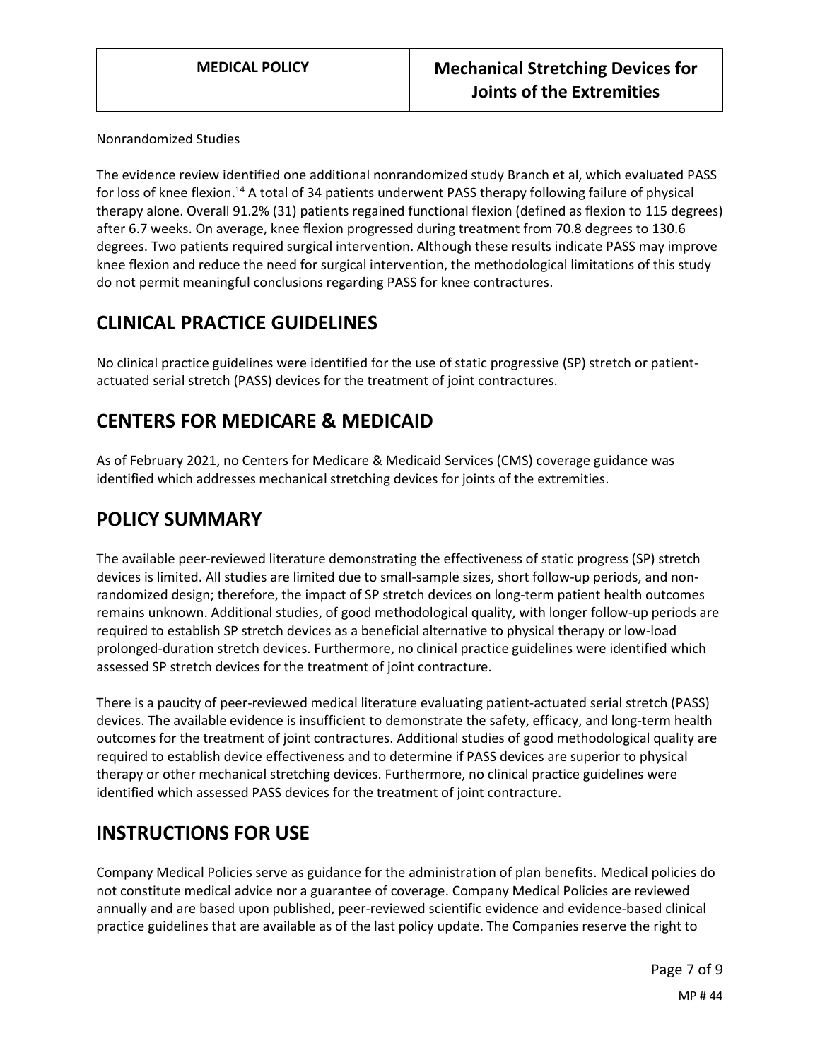Nonrandomized Studies

The evidence review identified one additional nonrandomized study Branch et al, which evaluated PASS for loss of knee flexion.[14] A total of 34 patients underwent PASS therapy following failure of physical therapy alone. Overall 91.2% (31) patients regained functional flexion (defined as flexion to 115 degrees) after 6.7 weeks. On average, knee flexion progressed during treatment from 70.8 degrees to 130.6 degrees. Two patients required surgical intervention. Although these results indicate PASS may improve knee flexion and reduce the need for surgical intervention, the methodological limitations of this study do not permit meaningful conclusions regarding PASS for knee contractures.

## CLINICAL PRACTICE GUIDELINES

No clinical practice guidelines were identified for the use of static progressive (SP) stretch or patient-actuated serial stretch (PASS) devices for the treatment of joint contractures.

## CENTERS FOR MEDICARE & MEDICAID

As of February 2021, no Centers for Medicare & Medicaid Services (CMS) coverage guidance was identified which addresses mechanical stretching devices for joints of the extremities.

## POLICY SUMMARY

The available peer-reviewed literature demonstrating the effectiveness of static progress (SP) stretch devices is limited. All studies are limited due to small-sample sizes, short follow-up periods, and non-randomized design; therefore, the impact of SP stretch devices on long-term patient health outcomes remains unknown. Additional studies, of good methodological quality, with longer follow-up periods are required to establish SP stretch devices as a beneficial alternative to physical therapy or low-load prolonged-duration stretch devices. Furthermore, no clinical practice guidelines were identified which assessed SP stretch devices for the treatment of joint contracture.

There is a paucity of peer-reviewed medical literature evaluating patient-actuated serial stretch (PASS) devices. The available evidence is insufficient to demonstrate the safety, efficacy, and long-term health outcomes for the treatment of joint contractures. Additional studies of good methodological quality are required to establish device effectiveness and to determine if PASS devices are superior to physical therapy or other mechanical stretching devices. Furthermore, no clinical practice guidelines were identified which assessed PASS devices for the treatment of joint contracture.

## INSTRUCTIONS FOR USE

Company Medical Policies serve as guidance for the administration of plan benefits. Medical policies do not constitute medical advice nor a guarantee of coverage. Company Medical Policies are reviewed annually and are based upon published, peer-reviewed scientific evidence and evidence-based clinical practice guidelines that are available as of the last policy update. The Companies reserve the right to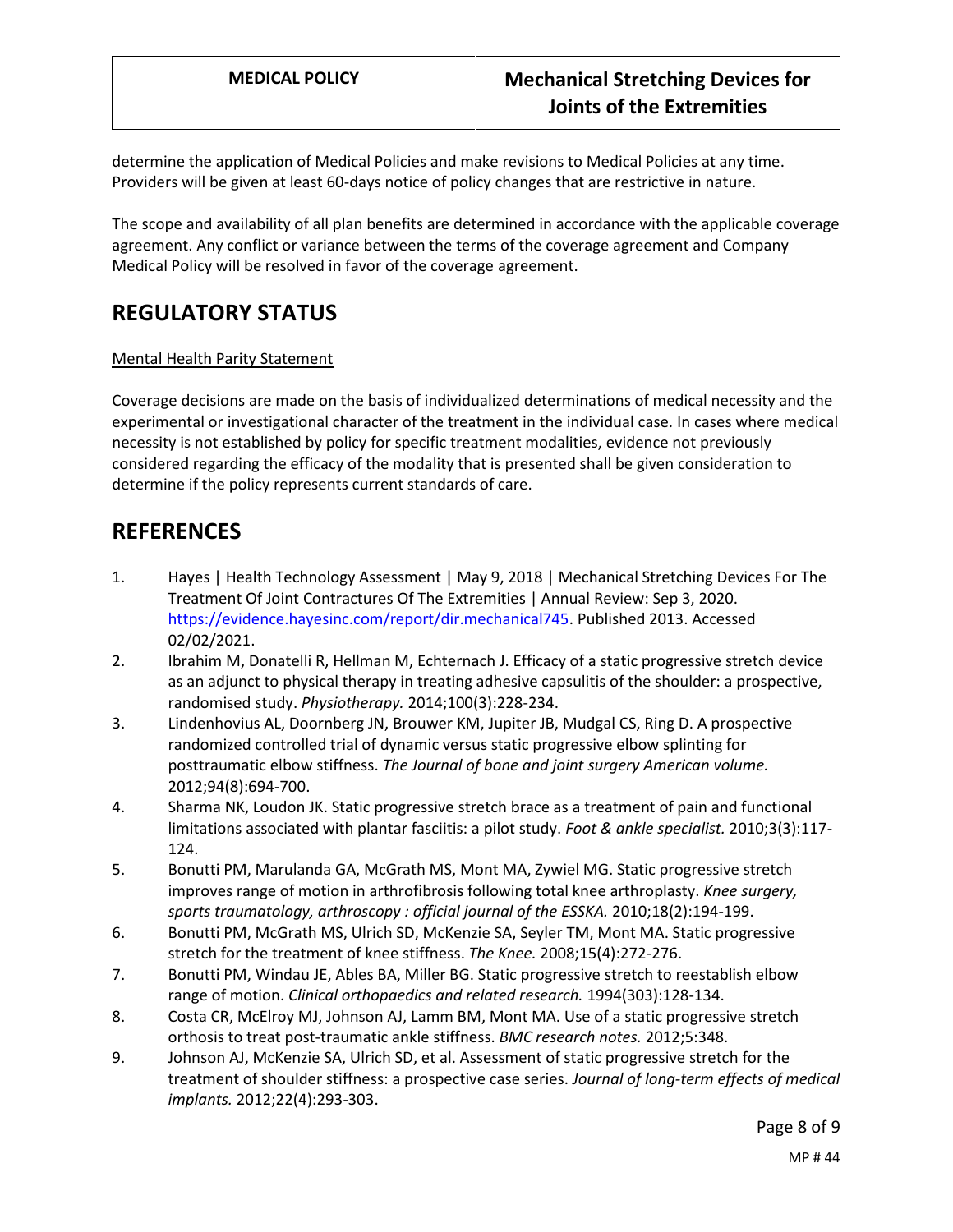determine the application of Medical Policies and make revisions to Medical Policies at any time. Providers will be given at least 60-days notice of policy changes that are restrictive in nature.

The scope and availability of all plan benefits are determined in accordance with the applicable coverage agreement. Any conflict or variance between the terms of the coverage agreement and Company Medical Policy will be resolved in favor of the coverage agreement.

## REGULATORY STATUS

Mental Health Parity Statement

Coverage decisions are made on the basis of individualized determinations of medical necessity and the experimental or investigational character of the treatment in the individual case. In cases where medical necessity is not established by policy for specific treatment modalities, evidence not previously considered regarding the efficacy of the modality that is presented shall be given consideration to determine if the policy represents current standards of care.

## REFERENCES

1. Hayes | Health Technology Assessment | May 9, 2018 | Mechanical Stretching Devices For The Treatment Of Joint Contractures Of The Extremities | Annual Review: Sep 3, 2020. https://evidence.hayesinc.com/report/dir.mechanical745. Published 2013. Accessed 02/02/2021.
2. Ibrahim M, Donatelli R, Hellman M, Echternach J. Efficacy of a static progressive stretch device as an adjunct to physical therapy in treating adhesive capsulitis of the shoulder: a prospective, randomised study. *Physiotherapy.* 2014;100(3):228-234.
3. Lindenhovius AL, Doornberg JN, Brouwer KM, Jupiter JB, Mudgal CS, Ring D. A prospective randomized controlled trial of dynamic versus static progressive elbow splinting for posttraumatic elbow stiffness. *The Journal of bone and joint surgery American volume.* 2012;94(8):694-700.
4. Sharma NK, Loudon JK. Static progressive stretch brace as a treatment of pain and functional limitations associated with plantar fasciitis: a pilot study. *Foot & ankle specialist.* 2010;3(3):117-124.
5. Bonutti PM, Marulanda GA, McGrath MS, Mont MA, Zywiel MG. Static progressive stretch improves range of motion in arthrofibrosis following total knee arthroplasty. *Knee surgery, sports traumatology, arthroscopy : official journal of the ESSKA.* 2010;18(2):194-199.
6. Bonutti PM, McGrath MS, Ulrich SD, McKenzie SA, Seyler TM, Mont MA. Static progressive stretch for the treatment of knee stiffness. *The Knee.* 2008;15(4):272-276.
7. Bonutti PM, Windau JE, Ables BA, Miller BG. Static progressive stretch to reestablish elbow range of motion. *Clinical orthopaedics and related research.* 1994(303):128-134.
8. Costa CR, McElroy MJ, Johnson AJ, Lamm BM, Mont MA. Use of a static progressive stretch orthosis to treat post-traumatic ankle stiffness. *BMC research notes.* 2012;5:348.
9. Johnson AJ, McKenzie SA, Ulrich SD, et al. Assessment of static progressive stretch for the treatment of shoulder stiffness: a prospective case series. *Journal of long-term effects of medical implants.* 2012;22(4):293-303.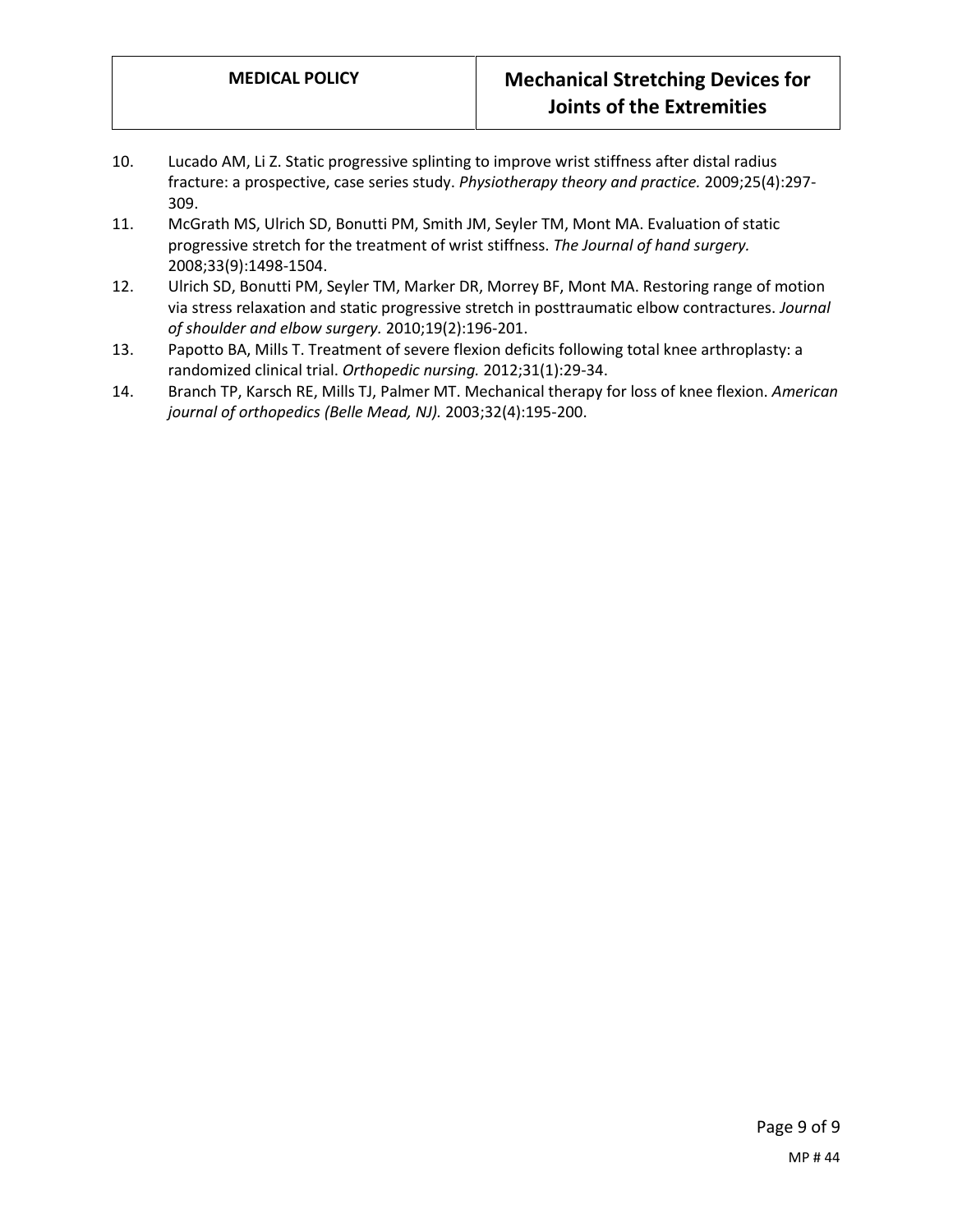10. Lucado AM, Li Z. Static progressive splinting to improve wrist stiffness after distal radius fracture: a prospective, case series study. *Physiotherapy theory and practice.* 2009;25(4):297-309.
11. McGrath MS, Ulrich SD, Bonutti PM, Smith JM, Seyler TM, Mont MA. Evaluation of static progressive stretch for the treatment of wrist stiffness. *The Journal of hand surgery.* 2008;33(9):1498-1504.
12. Ulrich SD, Bonutti PM, Seyler TM, Marker DR, Morrey BF, Mont MA. Restoring range of motion via stress relaxation and static progressive stretch in posttraumatic elbow contractures. *Journal of shoulder and elbow surgery.* 2010;19(2):196-201.
13. Papotto BA, Mills T. Treatment of severe flexion deficits following total knee arthroplasty: a randomized clinical trial. *Orthopedic nursing.* 2012;31(1):29-34.
14. Branch TP, Karsch RE, Mills TJ, Palmer MT. Mechanical therapy for loss of knee flexion. *American journal of orthopedics (Belle Mead, NJ).* 2003;32(4):195-200.